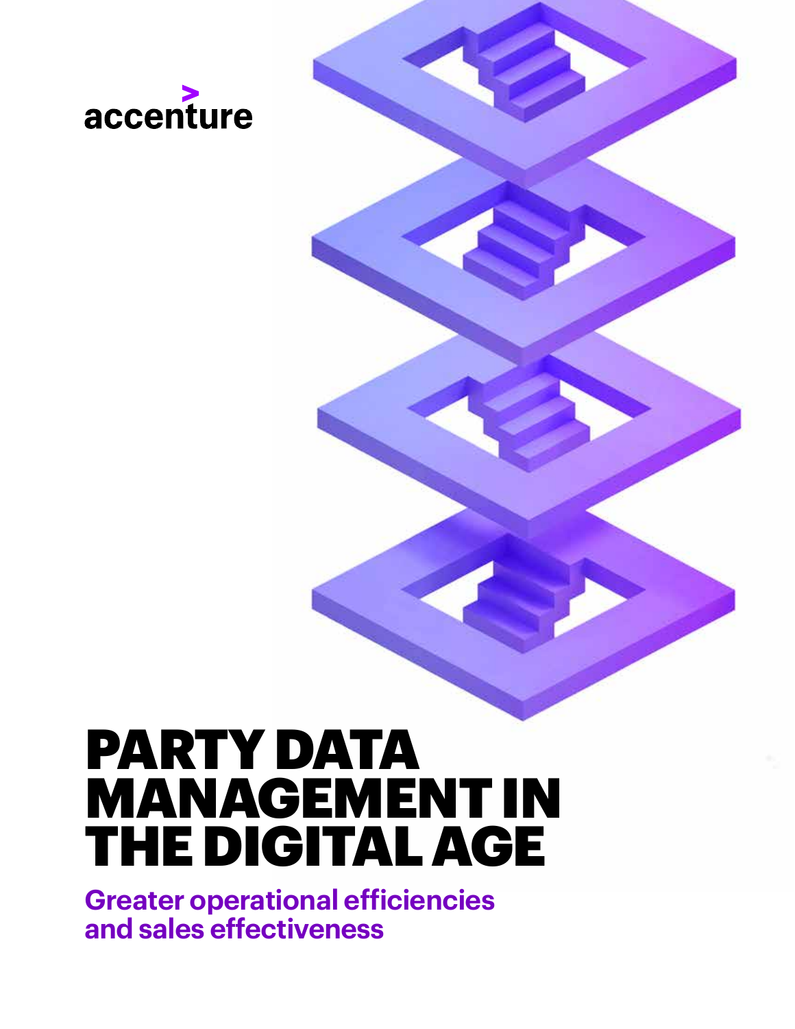accenture

# PARTY DATA MANAGEMENT IN THE DIGITAL AGE

## Greater operational efficiencies and sales effectiveness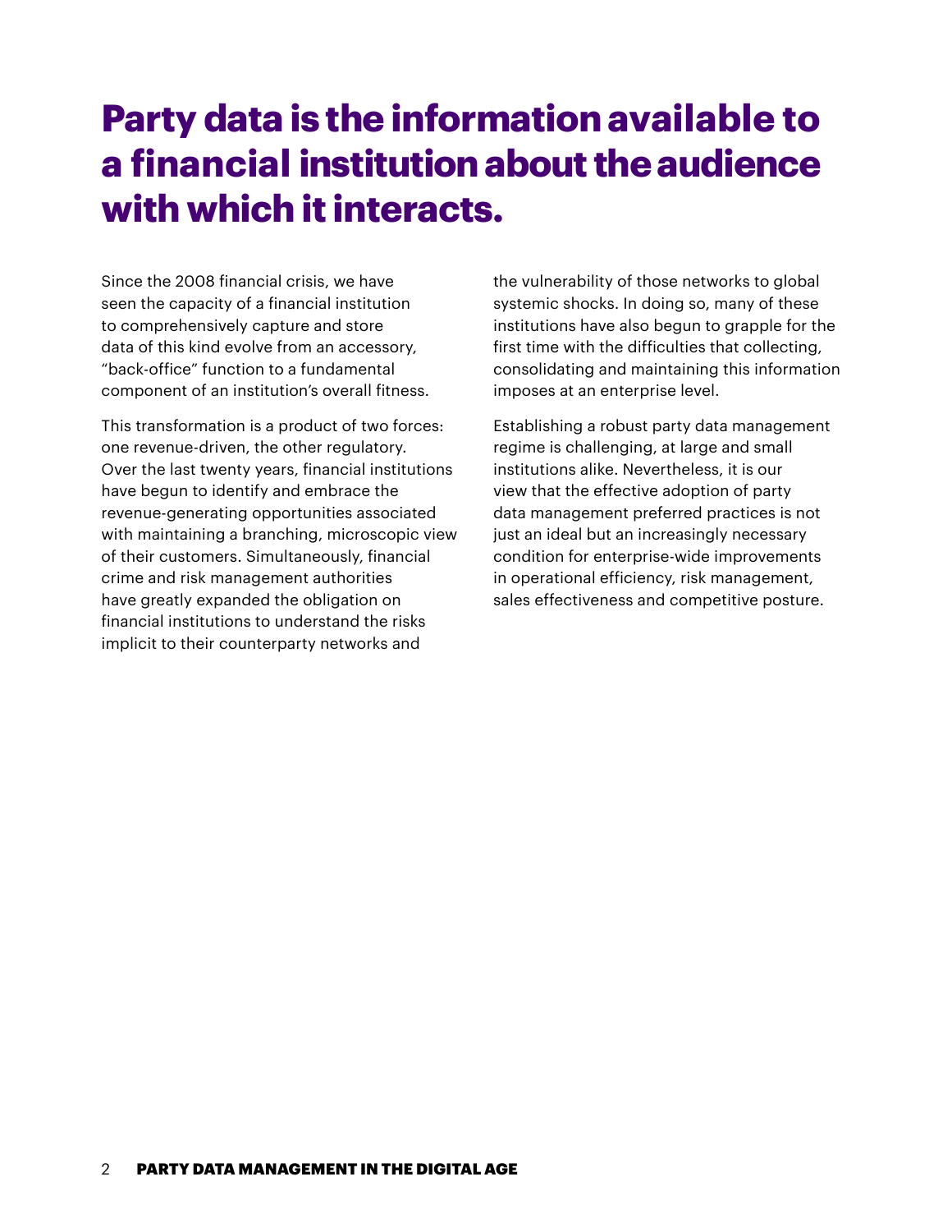# Party data is the information available to a financial institution about the audience with which it interacts.

Since the 2008 financial crisis, we have seen the capacity of a financial institution to comprehensively capture and store data of this kind evolve from an accessory, "back-office" function to a fundamental component of an institution's overall fitness.

This transformation is a product of two forces: one revenue-driven, the other regulatory. Over the last twenty years, financial institutions have begun to identify and embrace the revenue-generating opportunities associated with maintaining a branching, microscopic view of their customers. Simultaneously, financial crime and risk management authorities have greatly expanded the obligation on financial institutions to understand the risks implicit to their counterparty networks and the vulnerability of those networks to global systemic shocks. In doing so, many of these institutions have also begun to grapple for the first time with the difficulties that collecting, consolidating and maintaining this information imposes at an enterprise level.

Establishing a robust party data management regime is challenging, at large and small institutions alike. Nevertheless, it is our view that the effective adoption of party data management preferred practices is not just an ideal but an increasingly necessary condition for enterprise-wide improvements in operational efficiency, risk management, sales effectiveness and competitive posture.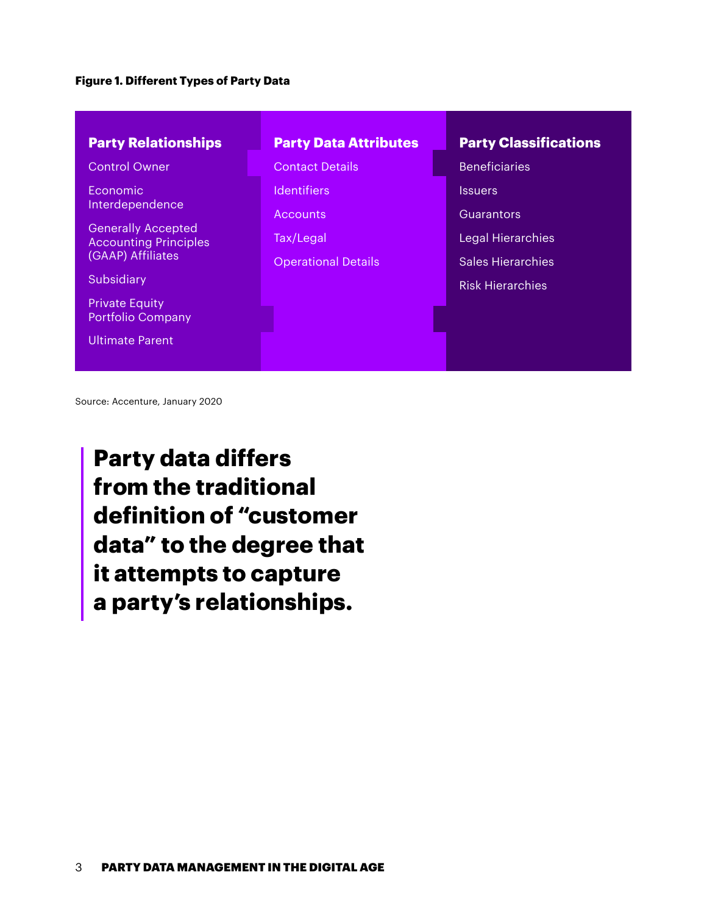**Figure 1. Different Types of Party Data**

| Party Relationships | Party Data Attributes | Party Classifications |
| --- | --- | --- |
| Control Owner | Contact Details | Beneficiaries |
| Economic Interdependence | Identifiers | Issuers |
| Generally Accepted Accounting Principles (GAAP) Affiliates | Accounts | Guarantors |
| Subsidiary | Tax/Legal | Legal Hierarchies |
| Private Equity Portfolio Company | Operational Details | Sales Hierarchies |
| Ultimate Parent | | Risk Hierarchies |

Source: Accenture, January 2020

> **Party data differs from the traditional definition of "customer data" to the degree that it attempts to capture a party's relationships.**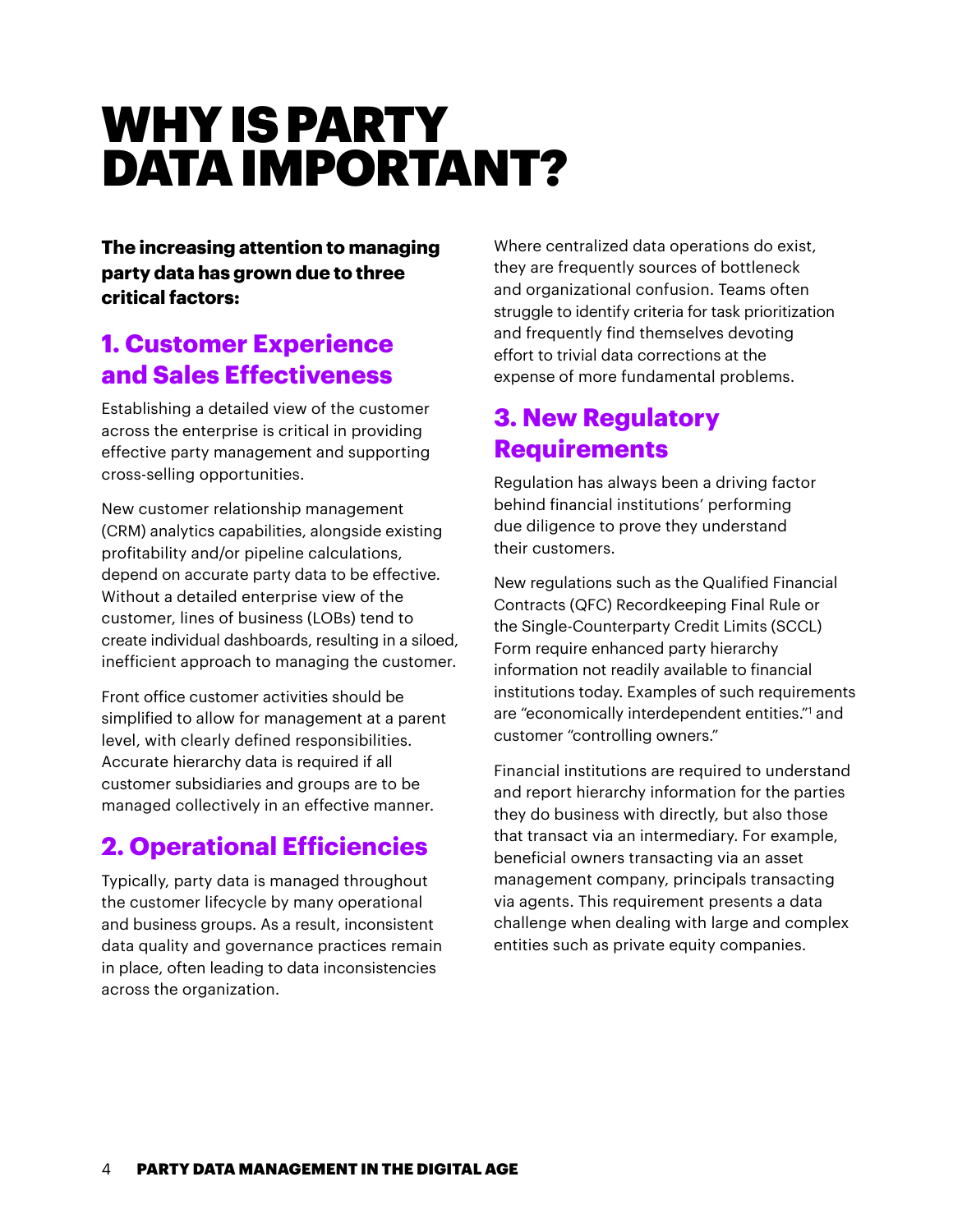# WHY IS PARTY DATA IMPORTANT?

**The increasing attention to managing party data has grown due to three critical factors:**

## 1. Customer Experience and Sales Effectiveness

Establishing a detailed view of the customer across the enterprise is critical in providing effective party management and supporting cross-selling opportunities.

New customer relationship management (CRM) analytics capabilities, alongside existing profitability and/or pipeline calculations, depend on accurate party data to be effective. Without a detailed enterprise view of the customer, lines of business (LOBs) tend to create individual dashboards, resulting in a siloed, inefficient approach to managing the customer.

Front office customer activities should be simplified to allow for management at a parent level, with clearly defined responsibilities. Accurate hierarchy data is required if all customer subsidiaries and groups are to be managed collectively in an effective manner.

## 2. Operational Efficiencies

Typically, party data is managed throughout the customer lifecycle by many operational and business groups. As a result, inconsistent data quality and governance practices remain in place, often leading to data inconsistencies across the organization.

Where centralized data operations do exist, they are frequently sources of bottleneck and organizational confusion. Teams often struggle to identify criteria for task prioritization and frequently find themselves devoting effort to trivial data corrections at the expense of more fundamental problems.

## 3. New Regulatory Requirements

Regulation has always been a driving factor behind financial institutions' performing due diligence to prove they understand their customers.

New regulations such as the Qualified Financial Contracts (QFC) Recordkeeping Final Rule or the Single-Counterparty Credit Limits (SCCL) Form require enhanced party hierarchy information not readily available to financial institutions today. Examples of such requirements are "economically interdependent entities."[1] and customer "controlling owners."

Financial institutions are required to understand and report hierarchy information for the parties they do business with directly, but also those that transact via an intermediary. For example, beneficial owners transacting via an asset management company, principals transacting via agents. This requirement presents a data challenge when dealing with large and complex entities such as private equity companies.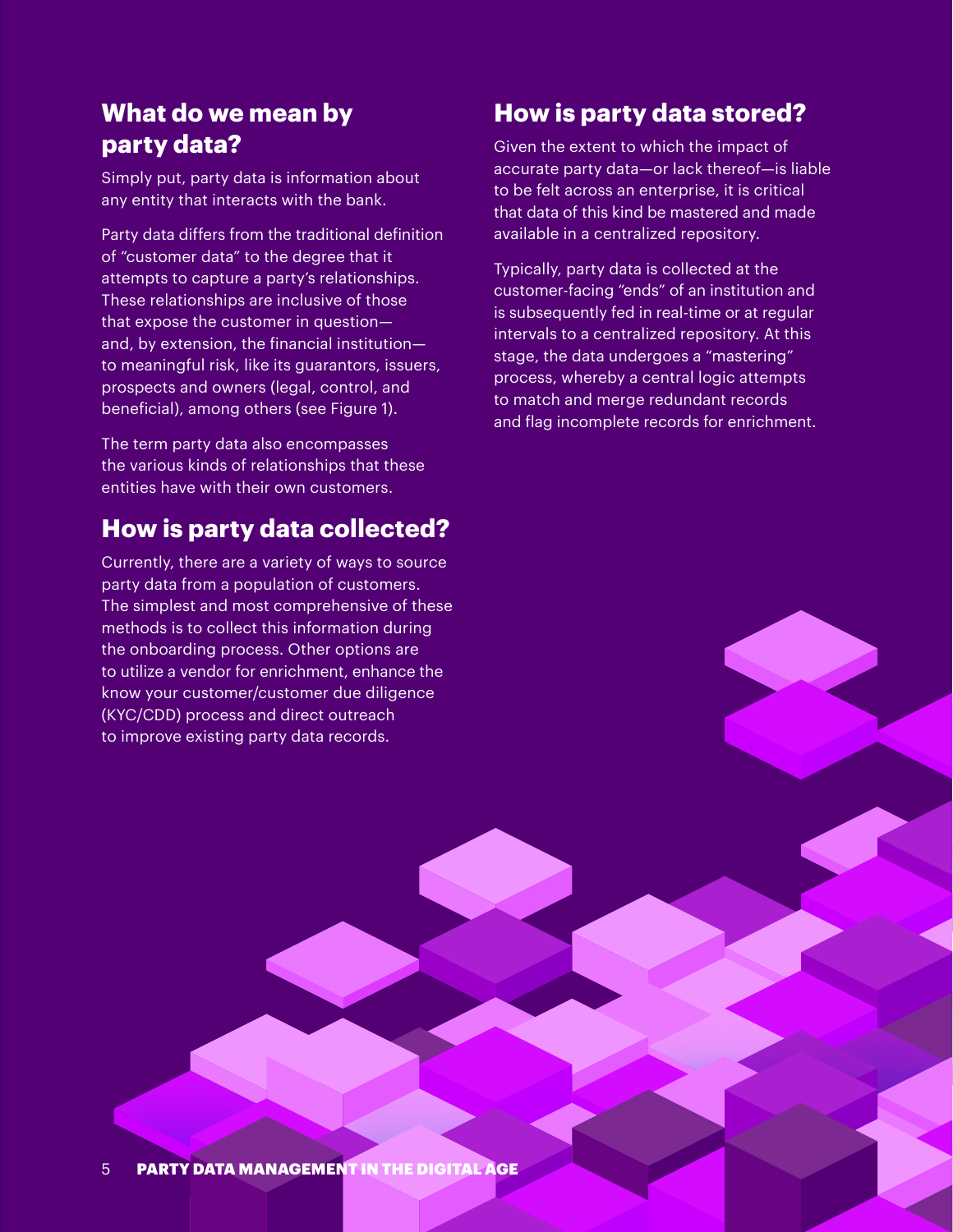## What do we mean by party data?

Simply put, party data is information about any entity that interacts with the bank.

Party data differs from the traditional definition of "customer data" to the degree that it attempts to capture a party's relationships. These relationships are inclusive of those that expose the customer in question—and, by extension, the financial institution—to meaningful risk, like its guarantors, issuers, prospects and owners (legal, control, and beneficial), among others (see Figure 1).

The term party data also encompasses the various kinds of relationships that these entities have with their own customers.

## How is party data collected?

Currently, there are a variety of ways to source party data from a population of customers. The simplest and most comprehensive of these methods is to collect this information during the onboarding process. Other options are to utilize a vendor for enrichment, enhance the know your customer/customer due diligence (KYC/CDD) process and direct outreach to improve existing party data records.

## How is party data stored?

Given the extent to which the impact of accurate party data—or lack thereof—is liable to be felt across an enterprise, it is critical that data of this kind be mastered and made available in a centralized repository.

Typically, party data is collected at the customer-facing "ends" of an institution and is subsequently fed in real-time or at regular intervals to a centralized repository. At this stage, the data undergoes a "mastering" process, whereby a central logic attempts to match and merge redundant records and flag incomplete records for enrichment.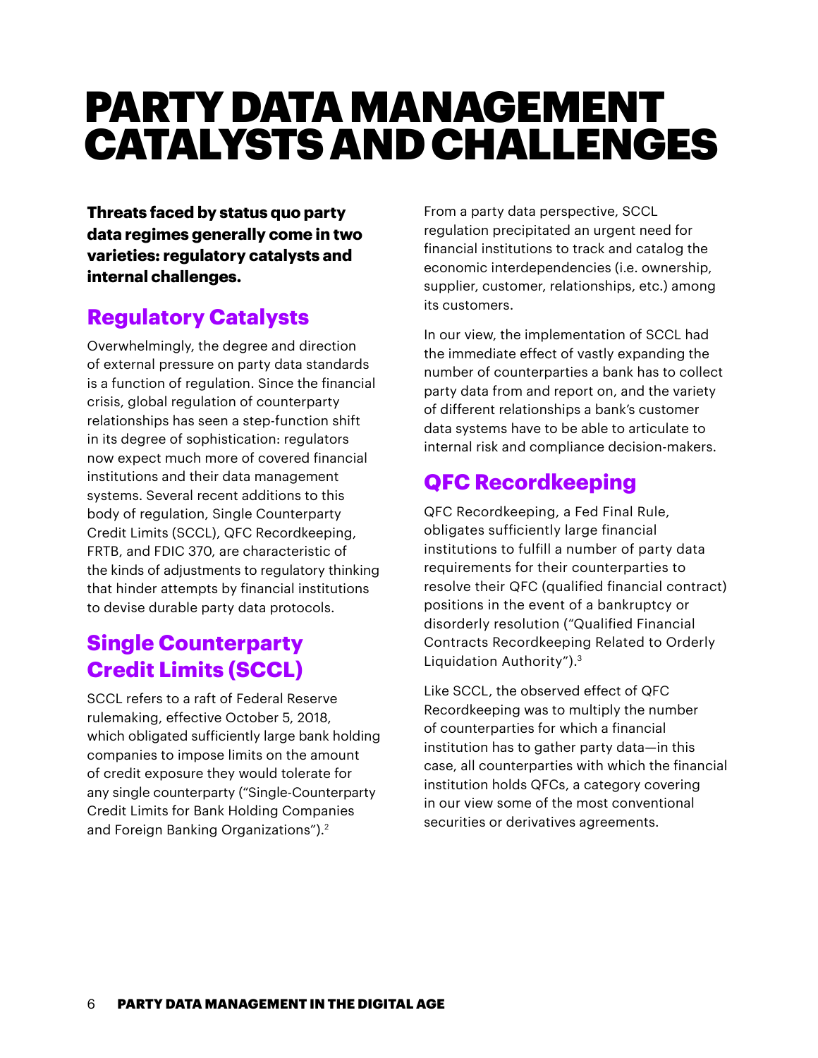# PARTY DATA MANAGEMENT CATALYSTS AND CHALLENGES

**Threats faced by status quo party data regimes generally come in two varieties: regulatory catalysts and internal challenges.**

## Regulatory Catalysts

Overwhelmingly, the degree and direction of external pressure on party data standards is a function of regulation. Since the financial crisis, global regulation of counterparty relationships has seen a step-function shift in its degree of sophistication: regulators now expect much more of covered financial institutions and their data management systems. Several recent additions to this body of regulation, Single Counterparty Credit Limits (SCCL), QFC Recordkeeping, FRTB, and FDIC 370, are characteristic of the kinds of adjustments to regulatory thinking that hinder attempts by financial institutions to devise durable party data protocols.

## Single Counterparty Credit Limits (SCCL)

SCCL refers to a raft of Federal Reserve rulemaking, effective October 5, 2018, which obligated sufficiently large bank holding companies to impose limits on the amount of credit exposure they would tolerate for any single counterparty ("Single-Counterparty Credit Limits for Bank Holding Companies and Foreign Banking Organizations").[2]

From a party data perspective, SCCL regulation precipitated an urgent need for financial institutions to track and catalog the economic interdependencies (i.e. ownership, supplier, customer, relationships, etc.) among its customers.

In our view, the implementation of SCCL had the immediate effect of vastly expanding the number of counterparties a bank has to collect party data from and report on, and the variety of different relationships a bank's customer data systems have to be able to articulate to internal risk and compliance decision-makers.

## QFC Recordkeeping

QFC Recordkeeping, a Fed Final Rule, obligates sufficiently large financial institutions to fulfill a number of party data requirements for their counterparties to resolve their QFC (qualified financial contract) positions in the event of a bankruptcy or disorderly resolution ("Qualified Financial Contracts Recordkeeping Related to Orderly Liquidation Authority").[3]

Like SCCL, the observed effect of QFC Recordkeeping was to multiply the number of counterparties for which a financial institution has to gather party data—in this case, all counterparties with which the financial institution holds QFCs, a category covering in our view some of the most conventional securities or derivatives agreements.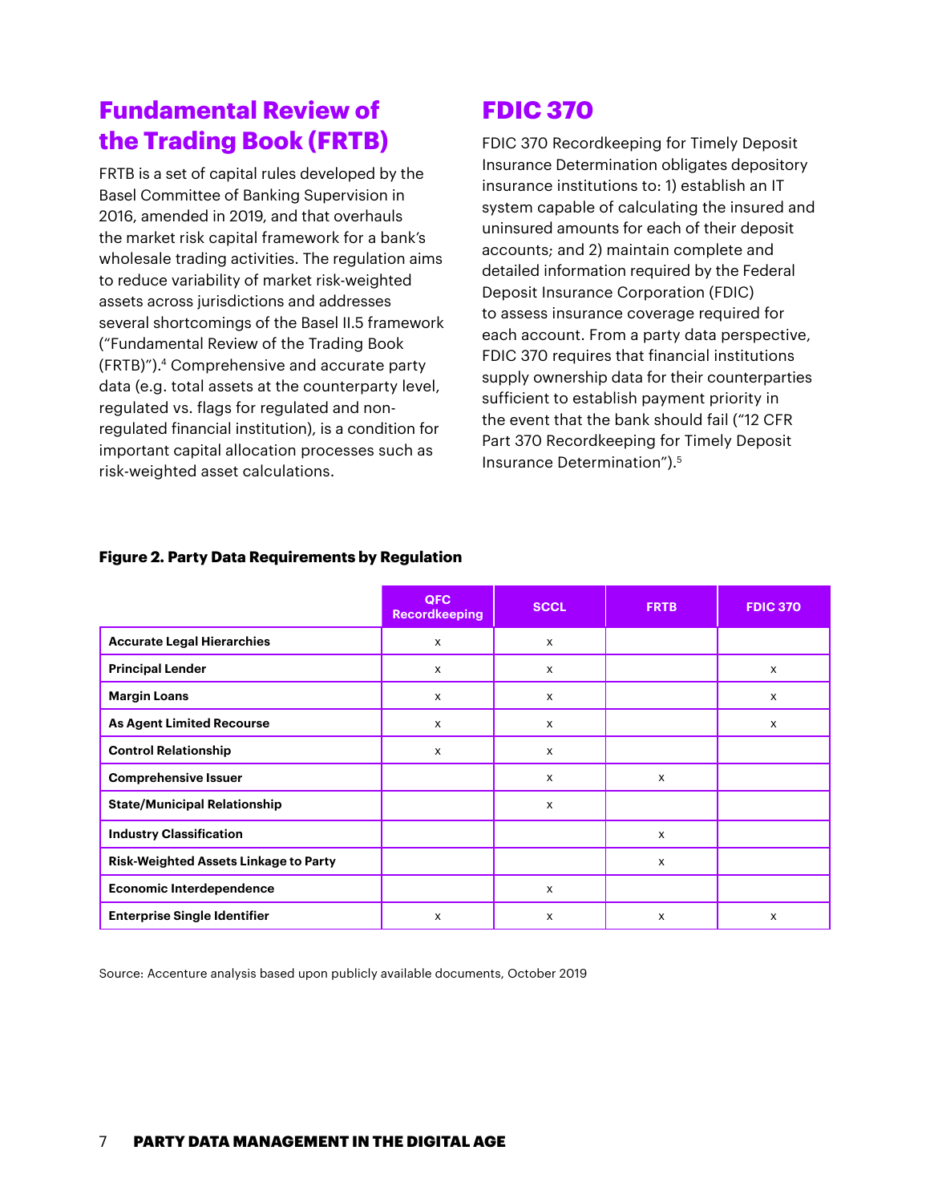## Fundamental Review of the Trading Book (FRTB)

FRTB is a set of capital rules developed by the Basel Committee of Banking Supervision in 2016, amended in 2019, and that overhauls the market risk capital framework for a bank's wholesale trading activities. The regulation aims to reduce variability of market risk-weighted assets across jurisdictions and addresses several shortcomings of the Basel II.5 framework ("Fundamental Review of the Trading Book (FRTB)").[4] Comprehensive and accurate party data (e.g. total assets at the counterparty level, regulated vs. flags for regulated and non-regulated financial institution), is a condition for important capital allocation processes such as risk-weighted asset calculations.

## FDIC 370

FDIC 370 Recordkeeping for Timely Deposit Insurance Determination obligates depository insurance institutions to: 1) establish an IT system capable of calculating the insured and uninsured amounts for each of their deposit accounts; and 2) maintain complete and detailed information required by the Federal Deposit Insurance Corporation (FDIC) to assess insurance coverage required for each account. From a party data perspective, FDIC 370 requires that financial institutions supply ownership data for their counterparties sufficient to establish payment priority in the event that the bank should fail ("12 CFR Part 370 Recordkeeping for Timely Deposit Insurance Determination").[5]

**Figure 2. Party Data Requirements by Regulation**

| | QFC Recordkeeping | SCCL | FRTB | FDIC 370 |
|---|---|---|---|---|
| **Accurate Legal Hierarchies** | x | x | | |
| **Principal Lender** | x | x | | x |
| **Margin Loans** | x | x | | x |
| **As Agent Limited Recourse** | x | x | | x |
| **Control Relationship** | x | x | | |
| **Comprehensive Issuer** | | x | x | |
| **State/Municipal Relationship** | | x | | |
| **Industry Classification** | | | x | |
| **Risk-Weighted Assets Linkage to Party** | | | x | |
| **Economic Interdependence** | | x | | |
| **Enterprise Single Identifier** | x | x | x | x |

Source: Accenture analysis based upon publicly available documents, October 2019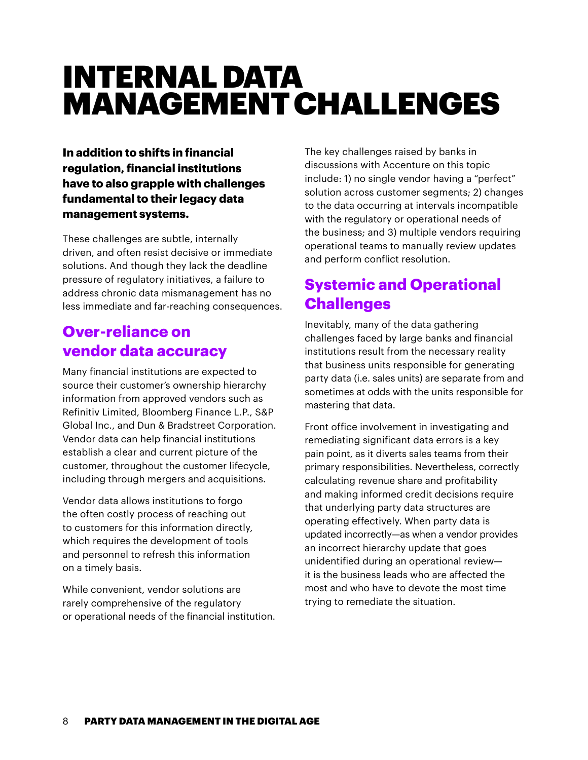# INTERNAL DATA MANAGEMENT CHALLENGES

**In addition to shifts in financial regulation, financial institutions have to also grapple with challenges fundamental to their legacy data management systems.**

These challenges are subtle, internally driven, and often resist decisive or immediate solutions. And though they lack the deadline pressure of regulatory initiatives, a failure to address chronic data mismanagement has no less immediate and far-reaching consequences.

## Over-reliance on vendor data accuracy

Many financial institutions are expected to source their customer's ownership hierarchy information from approved vendors such as Refinitiv Limited, Bloomberg Finance L.P., S&P Global Inc., and Dun & Bradstreet Corporation. Vendor data can help financial institutions establish a clear and current picture of the customer, throughout the customer lifecycle, including through mergers and acquisitions.

Vendor data allows institutions to forgo the often costly process of reaching out to customers for this information directly, which requires the development of tools and personnel to refresh this information on a timely basis.

While convenient, vendor solutions are rarely comprehensive of the regulatory or operational needs of the financial institution.

The key challenges raised by banks in discussions with Accenture on this topic include: 1) no single vendor having a "perfect" solution across customer segments; 2) changes to the data occurring at intervals incompatible with the regulatory or operational needs of the business; and 3) multiple vendors requiring operational teams to manually review updates and perform conflict resolution.

## Systemic and Operational Challenges

Inevitably, many of the data gathering challenges faced by large banks and financial institutions result from the necessary reality that business units responsible for generating party data (i.e. sales units) are separate from and sometimes at odds with the units responsible for mastering that data.

Front office involvement in investigating and remediating significant data errors is a key pain point, as it diverts sales teams from their primary responsibilities. Nevertheless, correctly calculating revenue share and profitability and making informed credit decisions require that underlying party data structures are operating effectively. When party data is updated incorrectly—as when a vendor provides an incorrect hierarchy update that goes unidentified during an operational review—it is the business leads who are affected the most and who have to devote the most time trying to remediate the situation.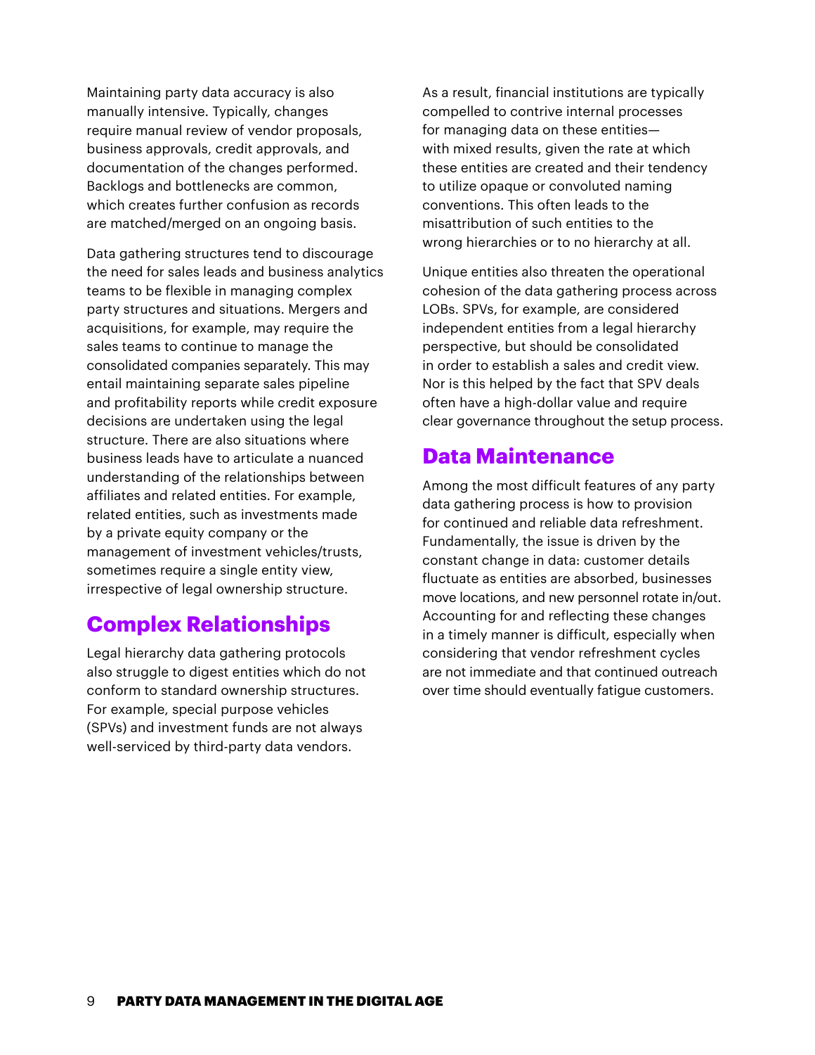Maintaining party data accuracy is also manually intensive. Typically, changes require manual review of vendor proposals, business approvals, credit approvals, and documentation of the changes performed. Backlogs and bottlenecks are common, which creates further confusion as records are matched/merged on an ongoing basis.

Data gathering structures tend to discourage the need for sales leads and business analytics teams to be flexible in managing complex party structures and situations. Mergers and acquisitions, for example, may require the sales teams to continue to manage the consolidated companies separately. This may entail maintaining separate sales pipeline and profitability reports while credit exposure decisions are undertaken using the legal structure. There are also situations where business leads have to articulate a nuanced understanding of the relationships between affiliates and related entities. For example, related entities, such as investments made by a private equity company or the management of investment vehicles/trusts, sometimes require a single entity view, irrespective of legal ownership structure.

## Complex Relationships

Legal hierarchy data gathering protocols also struggle to digest entities which do not conform to standard ownership structures. For example, special purpose vehicles (SPVs) and investment funds are not always well-serviced by third-party data vendors.

As a result, financial institutions are typically compelled to contrive internal processes for managing data on these entities—with mixed results, given the rate at which these entities are created and their tendency to utilize opaque or convoluted naming conventions. This often leads to the misattribution of such entities to the wrong hierarchies or to no hierarchy at all.

Unique entities also threaten the operational cohesion of the data gathering process across LOBs. SPVs, for example, are considered independent entities from a legal hierarchy perspective, but should be consolidated in order to establish a sales and credit view. Nor is this helped by the fact that SPV deals often have a high-dollar value and require clear governance throughout the setup process.

## Data Maintenance

Among the most difficult features of any party data gathering process is how to provision for continued and reliable data refreshment. Fundamentally, the issue is driven by the constant change in data: customer details fluctuate as entities are absorbed, businesses move locations, and new personnel rotate in/out. Accounting for and reflecting these changes in a timely manner is difficult, especially when considering that vendor refreshment cycles are not immediate and that continued outreach over time should eventually fatigue customers.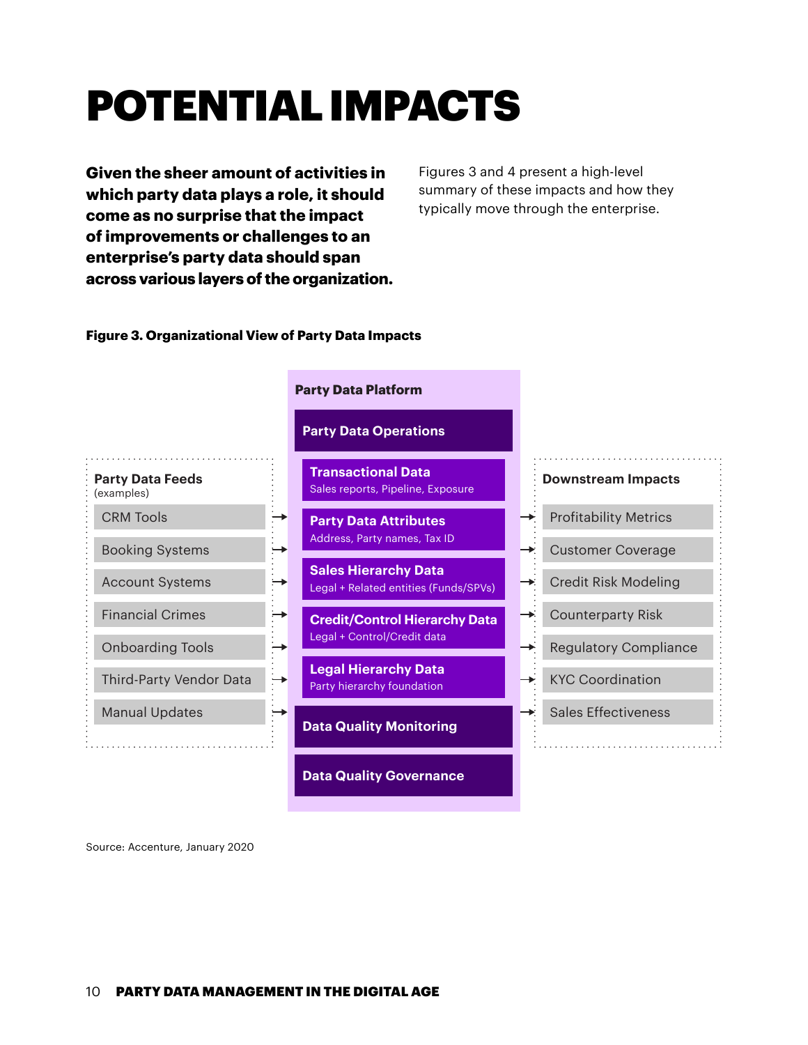# POTENTIAL IMPACTS

**Given the sheer amount of activities in which party data plays a role, it should come as no surprise that the impact of improvements or challenges to an enterprise's party data should span across various layers of the organization.**

Figures 3 and 4 present a high-level summary of these impacts and how they typically move through the enterprise.

**Figure 3. Organizational View of Party Data Impacts**

**Party Data Feeds** (examples)

- CRM Tools
- Booking Systems
- Account Systems
- Financial Crimes
- Onboarding Tools
- Third-Party Vendor Data
- Manual Updates

→

**Party Data Platform**

- **Party Data Operations**
  - **Transactional Data** — Sales reports, Pipeline, Exposure
  - **Party Data Attributes** — Address, Party names, Tax ID
  - **Sales Hierarchy Data** — Legal + Related entities (Funds/SPVs)
  - **Credit/Control Hierarchy Data** — Legal + Control/Credit data
  - **Legal Hierarchy Data** — Party hierarchy foundation
- **Data Quality Monitoring**
- **Data Quality Governance**

→

**Downstream Impacts**

- Profitability Metrics
- Customer Coverage
- Credit Risk Modeling
- Counterparty Risk
- Regulatory Compliance
- KYC Coordination
- Sales Effectiveness

Source: Accenture, January 2020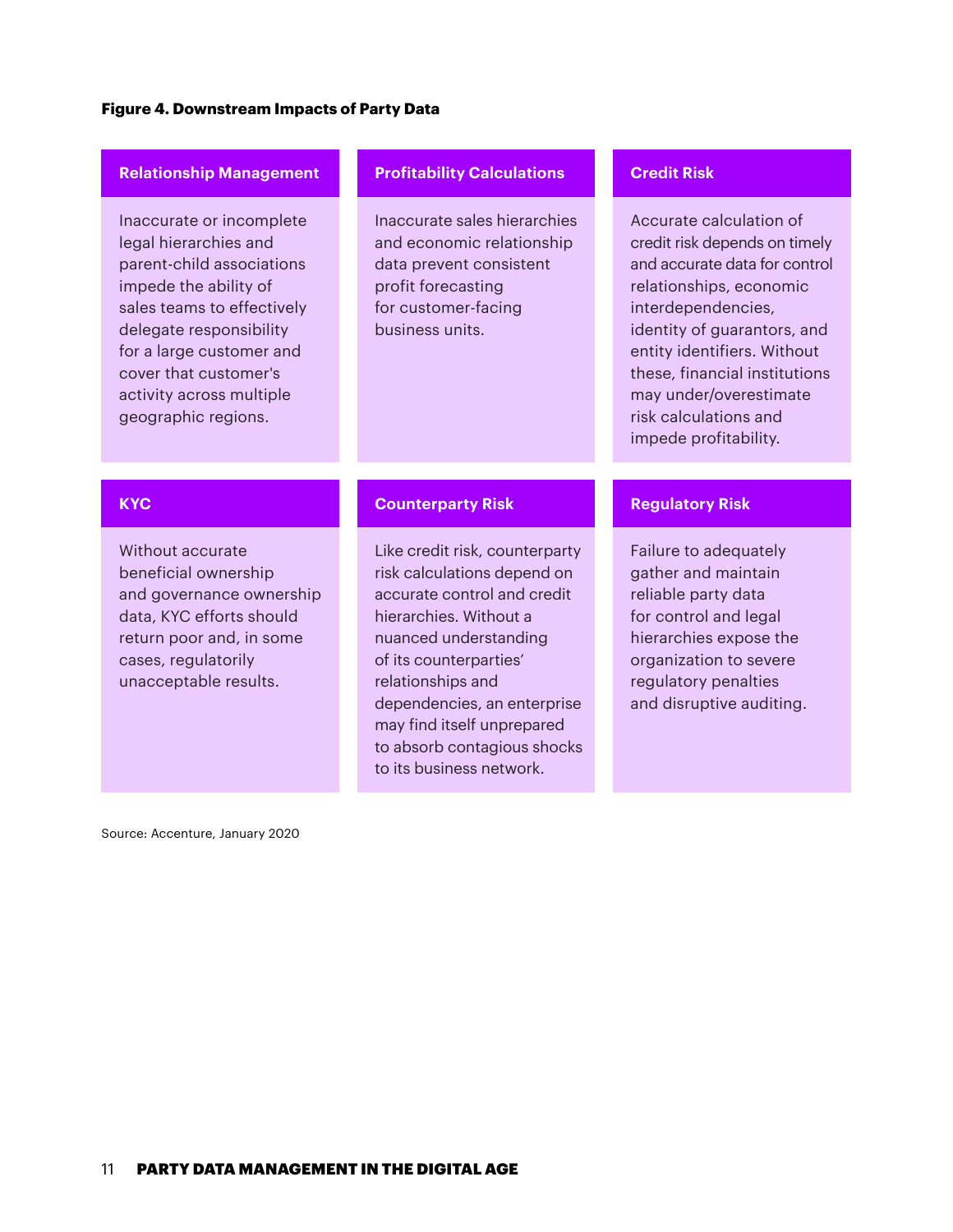**Figure 4. Downstream Impacts of Party Data**

| Relationship Management | Profitability Calculations | Credit Risk |
| --- | --- | --- |
| Inaccurate or incomplete legal hierarchies and parent-child associations impede the ability of sales teams to effectively delegate responsibility for a large customer and cover that customer's activity across multiple geographic regions. | Inaccurate sales hierarchies and economic relationship data prevent consistent profit forecasting for customer-facing business units. | Accurate calculation of credit risk depends on timely and accurate data for control relationships, economic interdependencies, identity of guarantors, and entity identifiers. Without these, financial institutions may under/overestimate risk calculations and impede profitability. |

| KYC | Counterparty Risk | Regulatory Risk |
| --- | --- | --- |
| Without accurate beneficial ownership and governance ownership data, KYC efforts should return poor and, in some cases, regulatorily unacceptable results. | Like credit risk, counterparty risk calculations depend on accurate control and credit hierarchies. Without a nuanced understanding of its counterparties' relationships and dependencies, an enterprise may find itself unprepared to absorb contagious shocks to its business network. | Failure to adequately gather and maintain reliable party data for control and legal hierarchies expose the organization to severe regulatory penalties and disruptive auditing. |

Source: Accenture, January 2020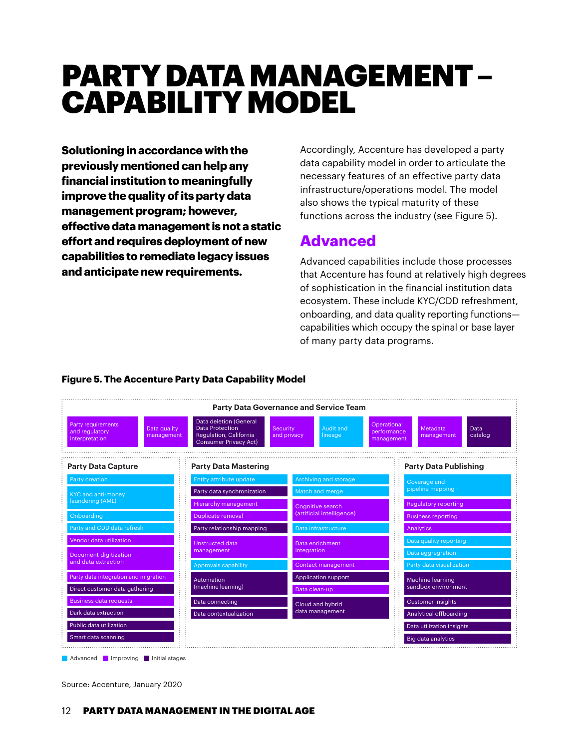# PARTY DATA MANAGEMENT – CAPABILITY MODEL

**Solutioning in accordance with the previously mentioned can help any financial institution to meaningfully improve the quality of its party data management program; however, effective data management is not a static effort and requires deployment of new capabilities to remediate legacy issues and anticipate new requirements.**

Accordingly, Accenture has developed a party data capability model in order to articulate the necessary features of an effective party data infrastructure/operations model. The model also shows the typical maturity of these functions across the industry (see Figure 5).

## Advanced

Advanced capabilities include those processes that Accenture has found at relatively high degrees of sophistication in the financial institution data ecosystem. These include KYC/CDD refreshment, onboarding, and data quality reporting functions—capabilities which occupy the spinal or base layer of many party data programs.

**Figure 5. The Accenture Party Data Capability Model**

**Party Data Governance and Service Team**

| Capability | Maturity |
|---|---|
| Party requirements and regulatory interpretation | Improving |
| Data quality management | Improving |
| Data deletion (General Data Protection Regulation, California Consumer Privacy Act) | Initial stages |
| Security and privacy | Advanced |
| Audit and lineage | Advanced |
| Operational performance management | Improving |
| Metadata management | Improving |
| Data catalog | Initial stages |

**Party Data Capture**

| Capability | Maturity |
|---|---|
| Party creation | Advanced |
| KYC and anti-money laundering (AML) | Advanced |
| Onboarding | Advanced |
| Party and CDD data refresh | Advanced |
| Vendor data utilization | Improving |
| Document digitization and data extraction | Improving |
| Party data integration and migration | Improving |
| Direct customer data gathering | Initial stages |
| Business data requests | Improving |
| Dark data extraction | Initial stages |
| Public data utilization | Initial stages |
| Smart data scanning | Initial stages |

**Party Data Mastering**

| Capability | Maturity |
|---|---|
| Entity attribute update | Advanced |
| Party data synchronization | Initial stages |
| Hierarchy management | Improving |
| Duplicate removal | Improving |
| Party relationship mapping | Initial stages |
| Unstructured data management | Improving |
| Approvals capability | Advanced |
| Automation (machine learning) | Initial stages |
| Data connecting | Initial stages |
| Data contextualization | Initial stages |
| Archiving and storage | Advanced |
| Match and merge | Advanced |
| Cognitive search (artificial intelligence) | Improving |
| Data infrastructure | Advanced |
| Data enrichment integration | Improving |
| Contact management | Improving |
| Application support | Initial stages |
| Data clean-up | Improving |
| Cloud and hybrid data management | Initial stages |

**Party Data Publishing**

| Capability | Maturity |
|---|---|
| Coverage and pipeline mapping | Advanced |
| Regulatory reporting | Improving |
| Business reporting | Improving |
| Analytics | Improving |
| Data quality reporting | Advanced |
| Data aggregration | Advanced |
| Party data visualization | Advanced |
| Machine learning sandbox environment | Initial stages |
| Customer insights | Initial stages |
| Analytical offboarding | Initial stages |
| Data utilization insights | Initial stages |
| Big data analytics | Initial stages |

Legend: Advanced | Improving | Initial stages

Source: Accenture, January 2020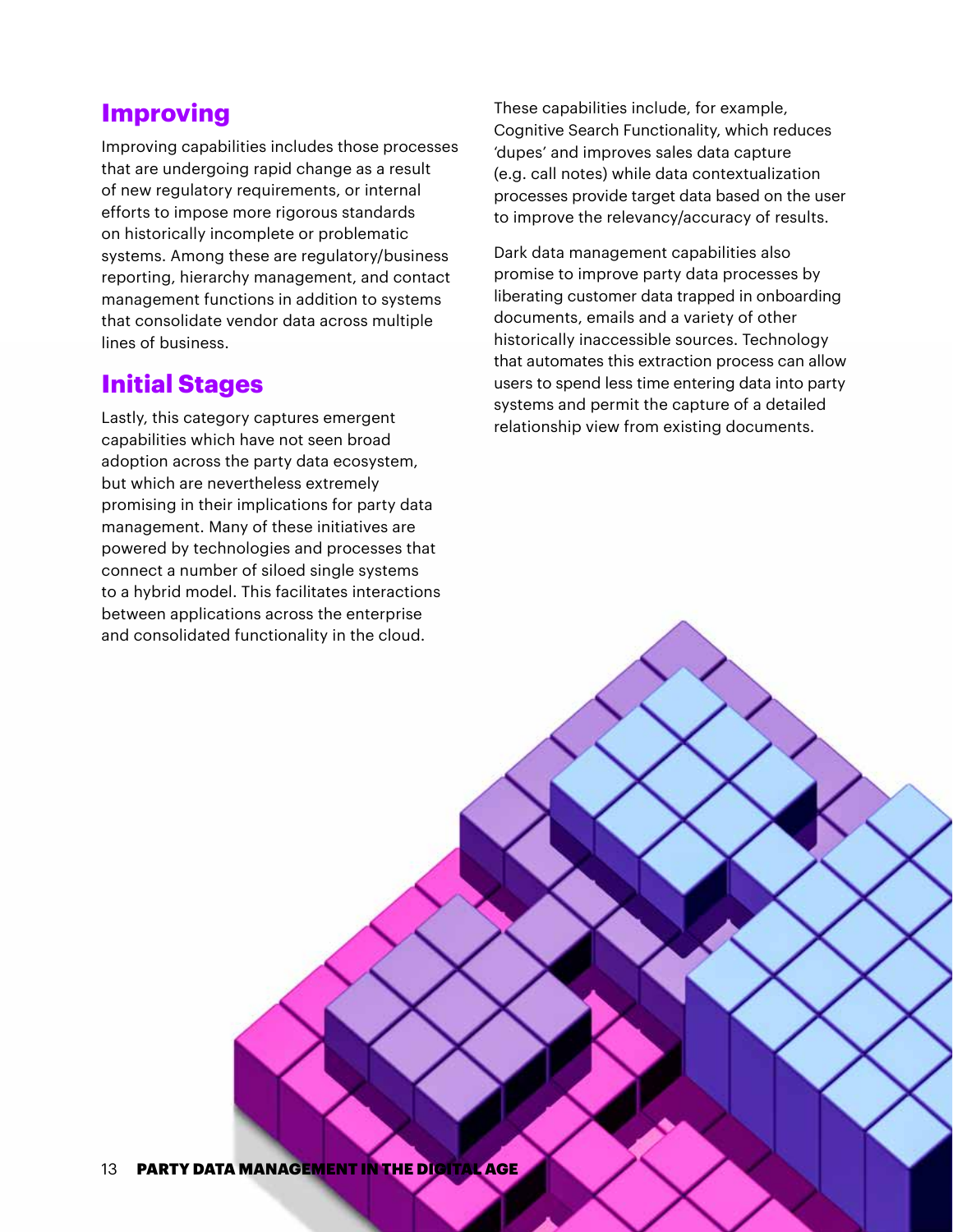## Improving

Improving capabilities includes those processes that are undergoing rapid change as a result of new regulatory requirements, or internal efforts to impose more rigorous standards on historically incomplete or problematic systems. Among these are regulatory/business reporting, hierarchy management, and contact management functions in addition to systems that consolidate vendor data across multiple lines of business.

## Initial Stages

Lastly, this category captures emergent capabilities which have not seen broad adoption across the party data ecosystem, but which are nevertheless extremely promising in their implications for party data management. Many of these initiatives are powered by technologies and processes that connect a number of siloed single systems to a hybrid model. This facilitates interactions between applications across the enterprise and consolidated functionality in the cloud.

These capabilities include, for example, Cognitive Search Functionality, which reduces 'dupes' and improves sales data capture (e.g. call notes) while data contextualization processes provide target data based on the user to improve the relevancy/accuracy of results.

Dark data management capabilities also promise to improve party data processes by liberating customer data trapped in onboarding documents, emails and a variety of other historically inaccessible sources. Technology that automates this extraction process can allow users to spend less time entering data into party systems and permit the capture of a detailed relationship view from existing documents.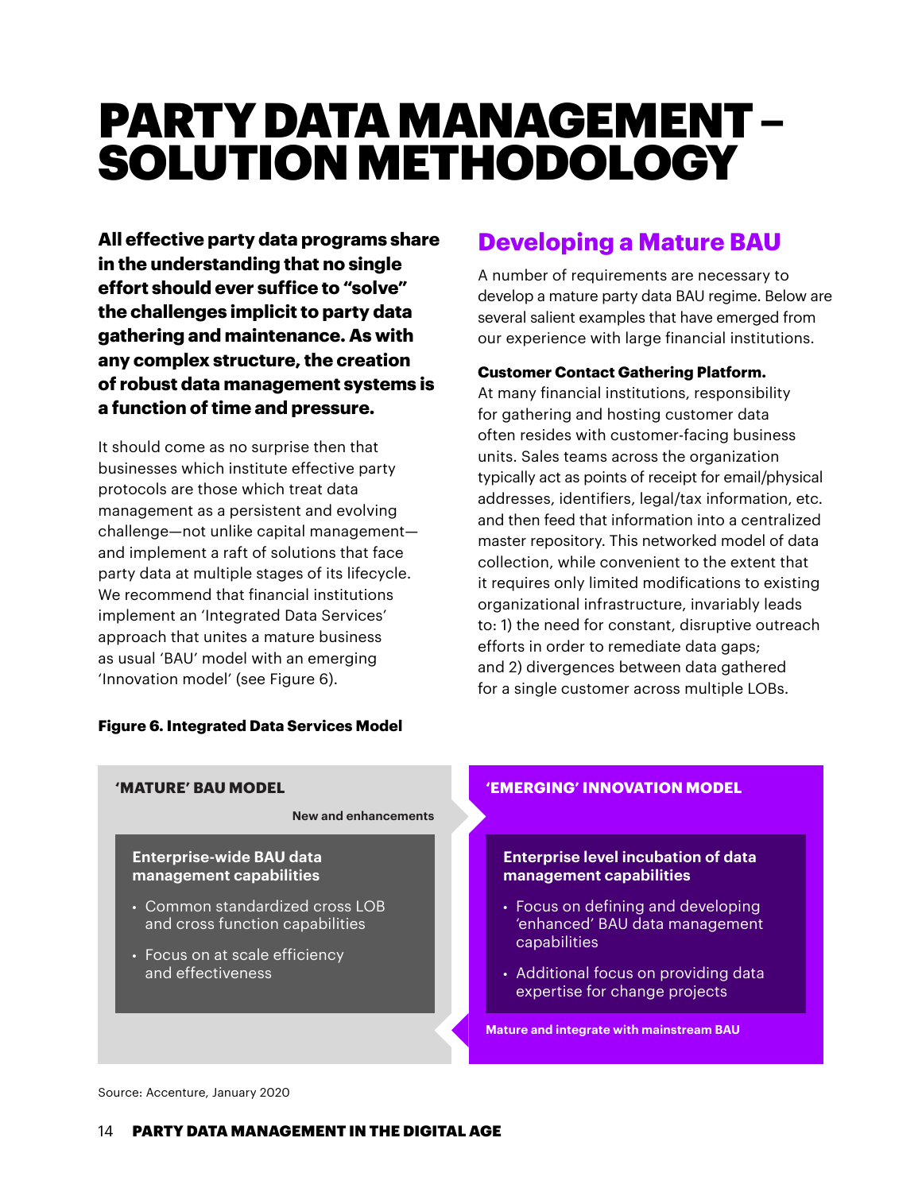# PARTY DATA MANAGEMENT – SOLUTION METHODOLOGY

**All effective party data programs share in the understanding that no single effort should ever suffice to "solve" the challenges implicit to party data gathering and maintenance. As with any complex structure, the creation of robust data management systems is a function of time and pressure.**

It should come as no surprise then that businesses which institute effective party protocols are those which treat data management as a persistent and evolving challenge—not unlike capital management—and implement a raft of solutions that face party data at multiple stages of its lifecycle. We recommend that financial institutions implement an 'Integrated Data Services' approach that unites a mature business as usual 'BAU' model with an emerging 'Innovation model' (see Figure 6).

**Figure 6. Integrated Data Services Model**

**'MATURE' BAU MODEL**

New and enhancements

**Enterprise-wide BAU data management capabilities**

- Common standardized cross LOB and cross function capabilities
- Focus on at scale efficiency and effectiveness

**'EMERGING' INNOVATION MODEL**

**Enterprise level incubation of data management capabilities**

- Focus on defining and developing 'enhanced' BAU data management capabilities
- Additional focus on providing data expertise for change projects

Mature and integrate with mainstream BAU

Source: Accenture, January 2020

## Developing a Mature BAU

A number of requirements are necessary to develop a mature party data BAU regime. Below are several salient examples that have emerged from our experience with large financial institutions.

**Customer Contact Gathering Platform.** At many financial institutions, responsibility for gathering and hosting customer data often resides with customer-facing business units. Sales teams across the organization typically act as points of receipt for email/physical addresses, identifiers, legal/tax information, etc. and then feed that information into a centralized master repository. This networked model of data collection, while convenient to the extent that it requires only limited modifications to existing organizational infrastructure, invariably leads to: 1) the need for constant, disruptive outreach efforts in order to remediate data gaps; and 2) divergences between data gathered for a single customer across multiple LOBs.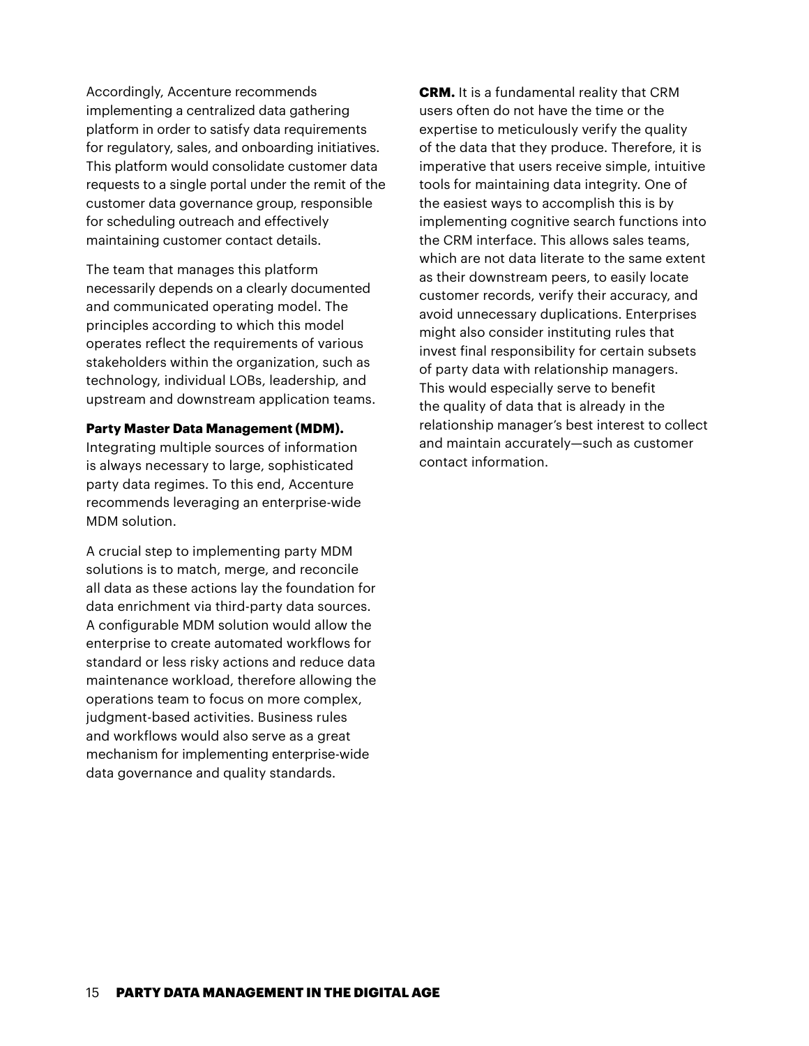Accordingly, Accenture recommends implementing a centralized data gathering platform in order to satisfy data requirements for regulatory, sales, and onboarding initiatives. This platform would consolidate customer data requests to a single portal under the remit of the customer data governance group, responsible for scheduling outreach and effectively maintaining customer contact details.

The team that manages this platform necessarily depends on a clearly documented and communicated operating model. The principles according to which this model operates reflect the requirements of various stakeholders within the organization, such as technology, individual LOBs, leadership, and upstream and downstream application teams.

**Party Master Data Management (MDM).** Integrating multiple sources of information is always necessary to large, sophisticated party data regimes. To this end, Accenture recommends leveraging an enterprise-wide MDM solution.

A crucial step to implementing party MDM solutions is to match, merge, and reconcile all data as these actions lay the foundation for data enrichment via third-party data sources. A configurable MDM solution would allow the enterprise to create automated workflows for standard or less risky actions and reduce data maintenance workload, therefore allowing the operations team to focus on more complex, judgment-based activities. Business rules and workflows would also serve as a great mechanism for implementing enterprise-wide data governance and quality standards.

**CRM.** It is a fundamental reality that CRM users often do not have the time or the expertise to meticulously verify the quality of the data that they produce. Therefore, it is imperative that users receive simple, intuitive tools for maintaining data integrity. One of the easiest ways to accomplish this is by implementing cognitive search functions into the CRM interface. This allows sales teams, which are not data literate to the same extent as their downstream peers, to easily locate customer records, verify their accuracy, and avoid unnecessary duplications. Enterprises might also consider instituting rules that invest final responsibility for certain subsets of party data with relationship managers. This would especially serve to benefit the quality of data that is already in the relationship manager's best interest to collect and maintain accurately—such as customer contact information.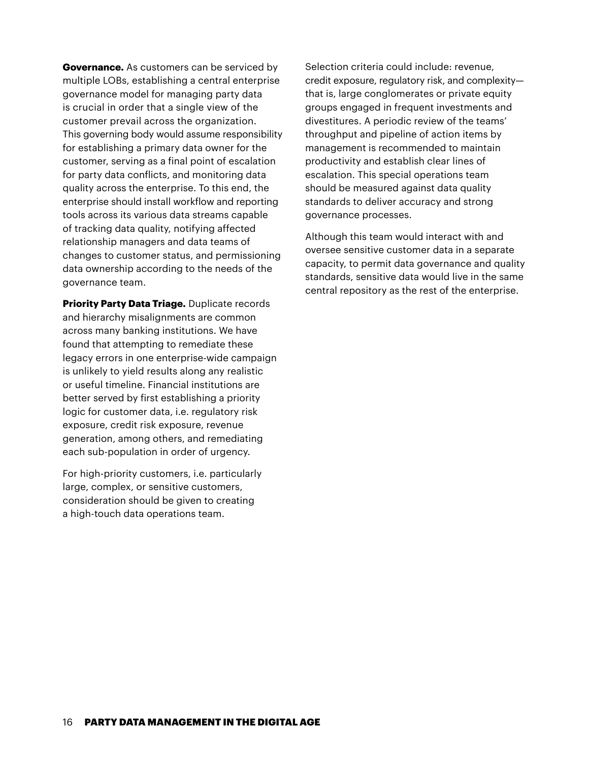**Governance.** As customers can be serviced by multiple LOBs, establishing a central enterprise governance model for managing party data is crucial in order that a single view of the customer prevail across the organization. This governing body would assume responsibility for establishing a primary data owner for the customer, serving as a final point of escalation for party data conflicts, and monitoring data quality across the enterprise. To this end, the enterprise should install workflow and reporting tools across its various data streams capable of tracking data quality, notifying affected relationship managers and data teams of changes to customer status, and permissioning data ownership according to the needs of the governance team.

**Priority Party Data Triage.** Duplicate records and hierarchy misalignments are common across many banking institutions. We have found that attempting to remediate these legacy errors in one enterprise-wide campaign is unlikely to yield results along any realistic or useful timeline. Financial institutions are better served by first establishing a priority logic for customer data, i.e. regulatory risk exposure, credit risk exposure, revenue generation, among others, and remediating each sub-population in order of urgency.

For high-priority customers, i.e. particularly large, complex, or sensitive customers, consideration should be given to creating a high-touch data operations team. Selection criteria could include: revenue, credit exposure, regulatory risk, and complexity—that is, large conglomerates or private equity groups engaged in frequent investments and divestitures. A periodic review of the teams' throughput and pipeline of action items by management is recommended to maintain productivity and establish clear lines of escalation. This special operations team should be measured against data quality standards to deliver accuracy and strong governance processes.

Although this team would interact with and oversee sensitive customer data in a separate capacity, to permit data governance and quality standards, sensitive data would live in the same central repository as the rest of the enterprise.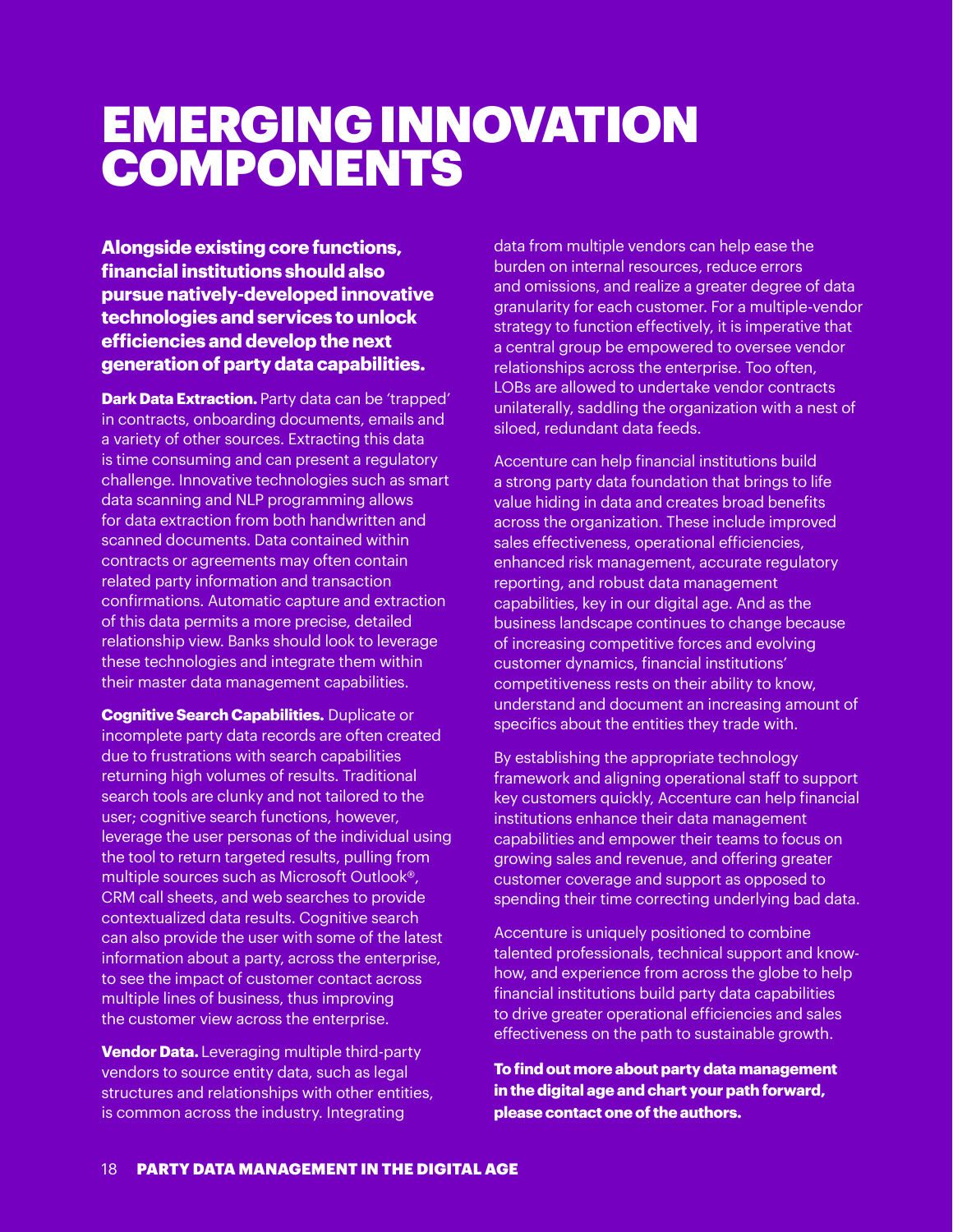# EMERGING INNOVATION COMPONENTS

**Alongside existing core functions, financial institutions should also pursue natively-developed innovative technologies and services to unlock efficiencies and develop the next generation of party data capabilities.**

**Dark Data Extraction.** Party data can be 'trapped' in contracts, onboarding documents, emails and a variety of other sources. Extracting this data is time consuming and can present a regulatory challenge. Innovative technologies such as smart data scanning and NLP programming allows for data extraction from both handwritten and scanned documents. Data contained within contracts or agreements may often contain related party information and transaction confirmations. Automatic capture and extraction of this data permits a more precise, detailed relationship view. Banks should look to leverage these technologies and integrate them within their master data management capabilities.

**Cognitive Search Capabilities.** Duplicate or incomplete party data records are often created due to frustrations with search capabilities returning high volumes of results. Traditional search tools are clunky and not tailored to the user; cognitive search functions, however, leverage the user personas of the individual using the tool to return targeted results, pulling from multiple sources such as Microsoft Outlook®, CRM call sheets, and web searches to provide contextualized data results. Cognitive search can also provide the user with some of the latest information about a party, across the enterprise, to see the impact of customer contact across multiple lines of business, thus improving the customer view across the enterprise.

**Vendor Data.** Leveraging multiple third-party vendors to source entity data, such as legal structures and relationships with other entities, is common across the industry. Integrating data from multiple vendors can help ease the burden on internal resources, reduce errors and omissions, and realize a greater degree of data granularity for each customer. For a multiple-vendor strategy to function effectively, it is imperative that a central group be empowered to oversee vendor relationships across the enterprise. Too often, LOBs are allowed to undertake vendor contracts unilaterally, saddling the organization with a nest of siloed, redundant data feeds.

Accenture can help financial institutions build a strong party data foundation that brings to life value hiding in data and creates broad benefits across the organization. These include improved sales effectiveness, operational efficiencies, enhanced risk management, accurate regulatory reporting, and robust data management capabilities, key in our digital age. And as the business landscape continues to change because of increasing competitive forces and evolving customer dynamics, financial institutions' competitiveness rests on their ability to know, understand and document an increasing amount of specifics about the entities they trade with.

By establishing the appropriate technology framework and aligning operational staff to support key customers quickly, Accenture can help financial institutions enhance their data management capabilities and empower their teams to focus on growing sales and revenue, and offering greater customer coverage and support as opposed to spending their time correcting underlying bad data.

Accenture is uniquely positioned to combine talented professionals, technical support and know-how, and experience from across the globe to help financial institutions build party data capabilities to drive greater operational efficiencies and sales effectiveness on the path to sustainable growth.

**To find out more about party data management in the digital age and chart your path forward, please contact one of the authors.**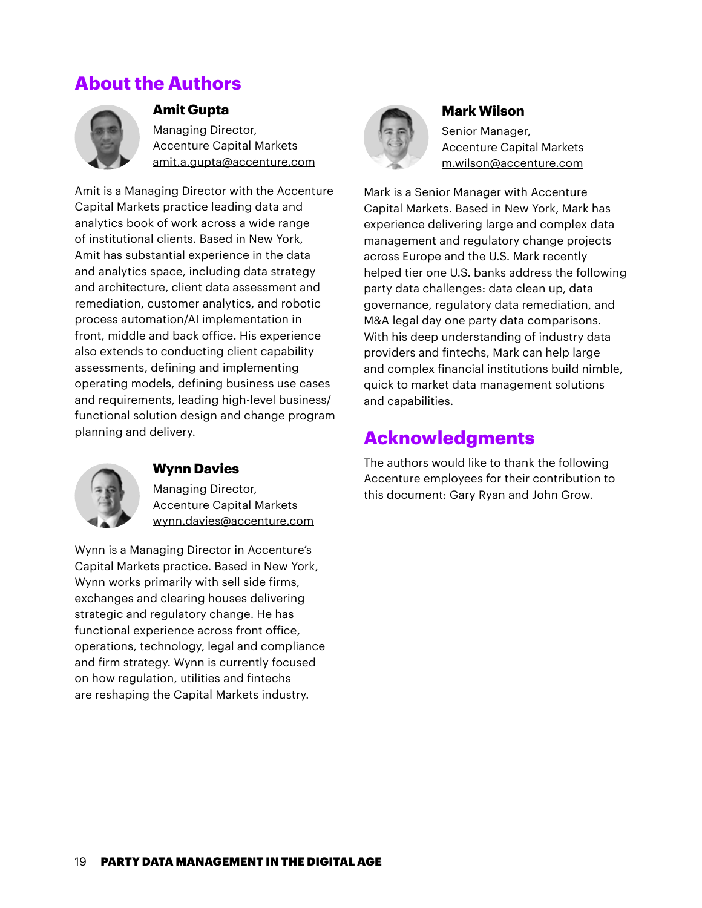## About the Authors

### Amit Gupta

Managing Director,
Accenture Capital Markets
amit.a.gupta@accenture.com

Amit is a Managing Director with the Accenture Capital Markets practice leading data and analytics book of work across a wide range of institutional clients. Based in New York, Amit has substantial experience in the data and analytics space, including data strategy and architecture, client data assessment and remediation, customer analytics, and robotic process automation/AI implementation in front, middle and back office. His experience also extends to conducting client capability assessments, defining and implementing operating models, defining business use cases and requirements, leading high-level business/functional solution design and change program planning and delivery.

### Wynn Davies

Managing Director,
Accenture Capital Markets
wynn.davies@accenture.com

Wynn is a Managing Director in Accenture's Capital Markets practice. Based in New York, Wynn works primarily with sell side firms, exchanges and clearing houses delivering strategic and regulatory change. He has functional experience across front office, operations, technology, legal and compliance and firm strategy. Wynn is currently focused on how regulation, utilities and fintechs are reshaping the Capital Markets industry.

### Mark Wilson

Senior Manager,
Accenture Capital Markets
m.wilson@accenture.com

Mark is a Senior Manager with Accenture Capital Markets. Based in New York, Mark has experience delivering large and complex data management and regulatory change projects across Europe and the U.S. Mark recently helped tier one U.S. banks address the following party data challenges: data clean up, data governance, regulatory data remediation, and M&A legal day one party data comparisons. With his deep understanding of industry data providers and fintechs, Mark can help large and complex financial institutions build nimble, quick to market data management solutions and capabilities.

## Acknowledgments

The authors would like to thank the following Accenture employees for their contribution to this document: Gary Ryan and John Grow.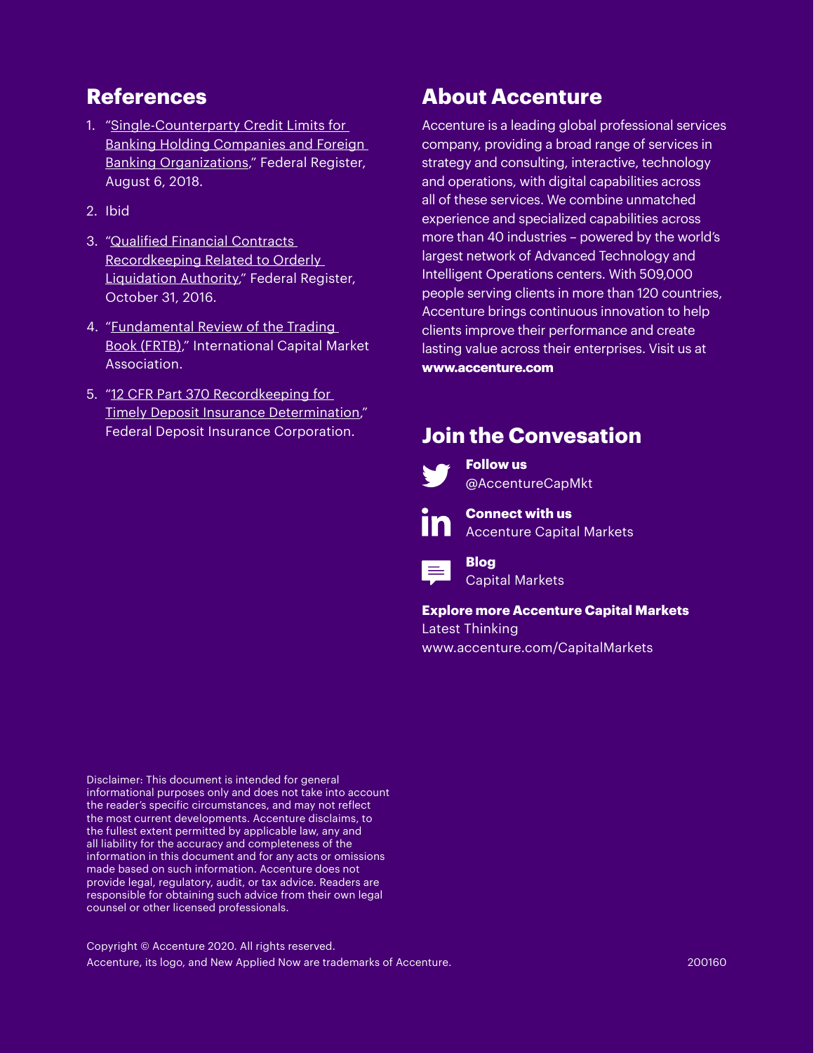## References

1. "Single-Counterparty Credit Limits for Banking Holding Companies and Foreign Banking Organizations," Federal Register, August 6, 2018.
2. Ibid
3. "Qualified Financial Contracts Recordkeeping Related to Orderly Liquidation Authority," Federal Register, October 31, 2016.
4. "Fundamental Review of the Trading Book (FRTB)," International Capital Market Association.
5. "12 CFR Part 370 Recordkeeping for Timely Deposit Insurance Determination," Federal Deposit Insurance Corporation.

## About Accenture

Accenture is a leading global professional services company, providing a broad range of services in strategy and consulting, interactive, technology and operations, with digital capabilities across all of these services. We combine unmatched experience and specialized capabilities across more than 40 industries – powered by the world's largest network of Advanced Technology and Intelligent Operations centers. With 509,000 people serving clients in more than 120 countries, Accenture brings continuous innovation to help clients improve their performance and create lasting value across their enterprises. Visit us at **www.accenture.com**

## Join the Convesation

**Follow us**
@AccentureCapMkt

**Connect with us**
Accenture Capital Markets

**Blog**
Capital Markets

**Explore more Accenture Capital Markets**
Latest Thinking
www.accenture.com/CapitalMarkets

Disclaimer: This document is intended for general informational purposes only and does not take into account the reader's specific circumstances, and may not reflect the most current developments. Accenture disclaims, to the fullest extent permitted by applicable law, any and all liability for the accuracy and completeness of the information in this document and for any acts or omissions made based on such information. Accenture does not provide legal, regulatory, audit, or tax advice. Readers are responsible for obtaining such advice from their own legal counsel or other licensed professionals.

Copyright © Accenture 2020. All rights reserved.
Accenture, its logo, and New Applied Now are trademarks of Accenture.

200160